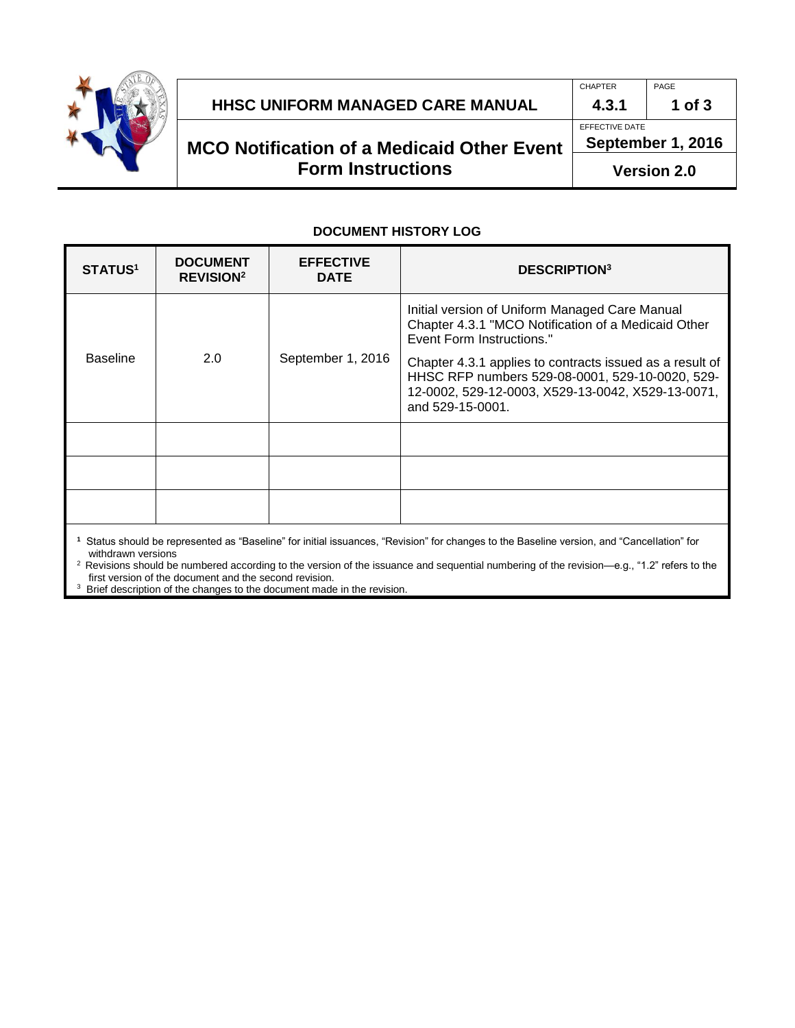# HHSC UNIFORM MANAGED CARE MANUAL

| CHAPTER | PAGE |
| --- | --- |
| 4.3.1 | 1 of 3 |

## MCO Notification of a Medicaid Other Event Form Instructions

EFFECTIVE DATE: **September 1, 2016**

**Version 2.0**

### DOCUMENT HISTORY LOG

| STATUS[1] | DOCUMENT REVISION[2] | EFFECTIVE DATE | DESCRIPTION[3] |
| --- | --- | --- | --- |
| Baseline | 2.0 | September 1, 2016 | Initial version of Uniform Managed Care Manual Chapter 4.3.1 "MCO Notification of a Medicaid Other Event Form Instructions." Chapter 4.3.1 applies to contracts issued as a result of HHSC RFP numbers 529-08-0001, 529-10-0020, 529-12-0002, 529-12-0003, X529-13-0042, X529-13-0071, and 529-15-0001. |
| | | | |
| | | | |
| | | | |

[1] Status should be represented as "Baseline" for initial issuances, "Revision" for changes to the Baseline version, and "Cancellation" for withdrawn versions

[2] Revisions should be numbered according to the version of the issuance and sequential numbering of the revision—e.g., "1.2" refers to the first version of the document and the second revision.

[3] Brief description of the changes to the document made in the revision.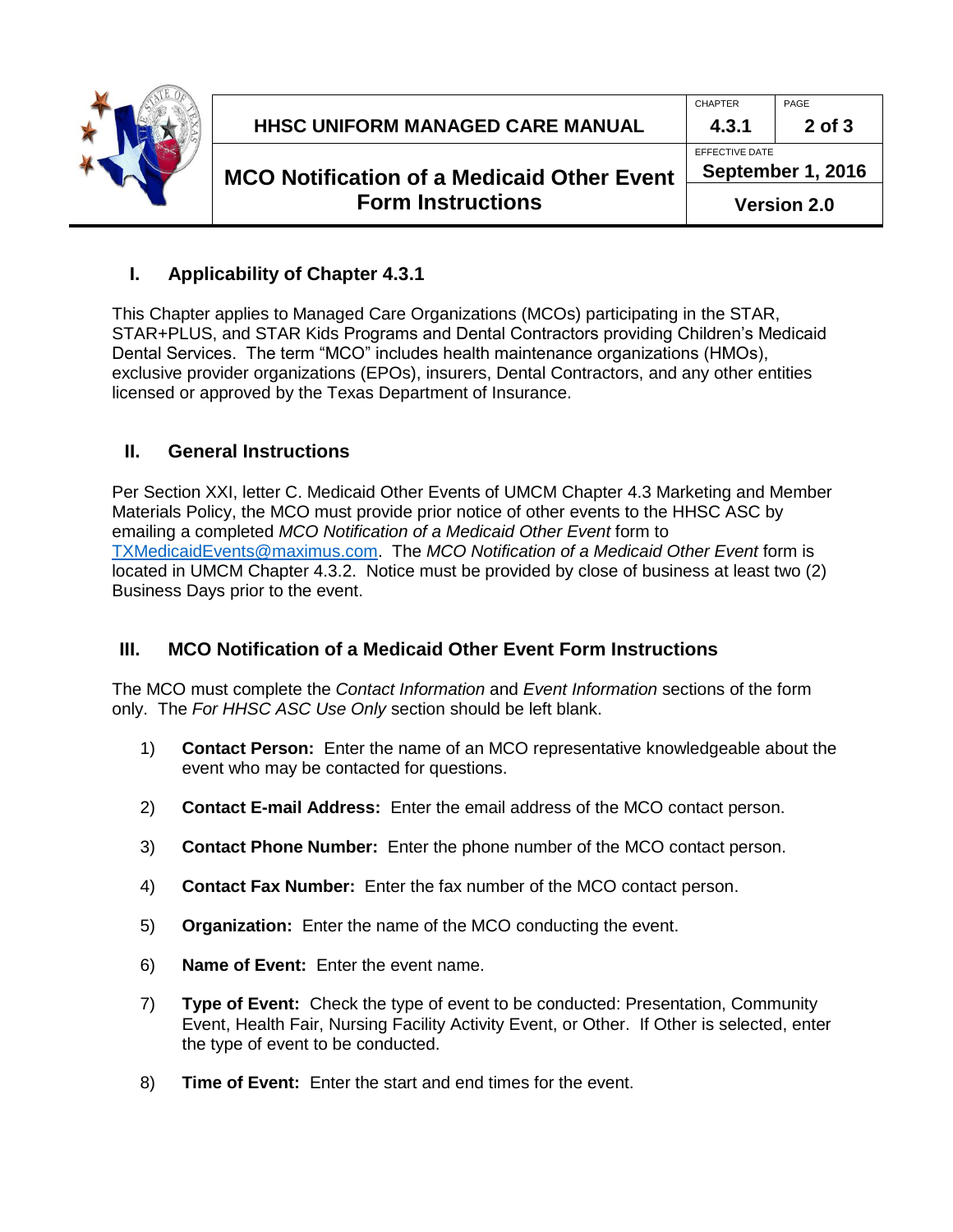## I. Applicability of Chapter 4.3.1

This Chapter applies to Managed Care Organizations (MCOs) participating in the STAR, STAR+PLUS, and STAR Kids Programs and Dental Contractors providing Children's Medicaid Dental Services. The term "MCO" includes health maintenance organizations (HMOs), exclusive provider organizations (EPOs), insurers, Dental Contractors, and any other entities licensed or approved by the Texas Department of Insurance.

## II. General Instructions

Per Section XXI, letter C. Medicaid Other Events of UMCM Chapter 4.3 Marketing and Member Materials Policy, the MCO must provide prior notice of other events to the HHSC ASC by emailing a completed *MCO Notification of a Medicaid Other Event* form to [TXMedicaidEvents@maximus.com](mailto:TXMedicaidEvents@maximus.com). The *MCO Notification of a Medicaid Other Event* form is located in UMCM Chapter 4.3.2. Notice must be provided by close of business at least two (2) Business Days prior to the event.

## III. MCO Notification of a Medicaid Other Event Form Instructions

The MCO must complete the *Contact Information* and *Event Information* sections of the form only. The *For HHSC ASC Use Only* section should be left blank.

1) **Contact Person:** Enter the name of an MCO representative knowledgeable about the event who may be contacted for questions.

2) **Contact E-mail Address:** Enter the email address of the MCO contact person.

3) **Contact Phone Number:** Enter the phone number of the MCO contact person.

4) **Contact Fax Number:** Enter the fax number of the MCO contact person.

5) **Organization:** Enter the name of the MCO conducting the event.

6) **Name of Event:** Enter the event name.

7) **Type of Event:** Check the type of event to be conducted: Presentation, Community Event, Health Fair, Nursing Facility Activity Event, or Other. If Other is selected, enter the type of event to be conducted.

8) **Time of Event:** Enter the start and end times for the event.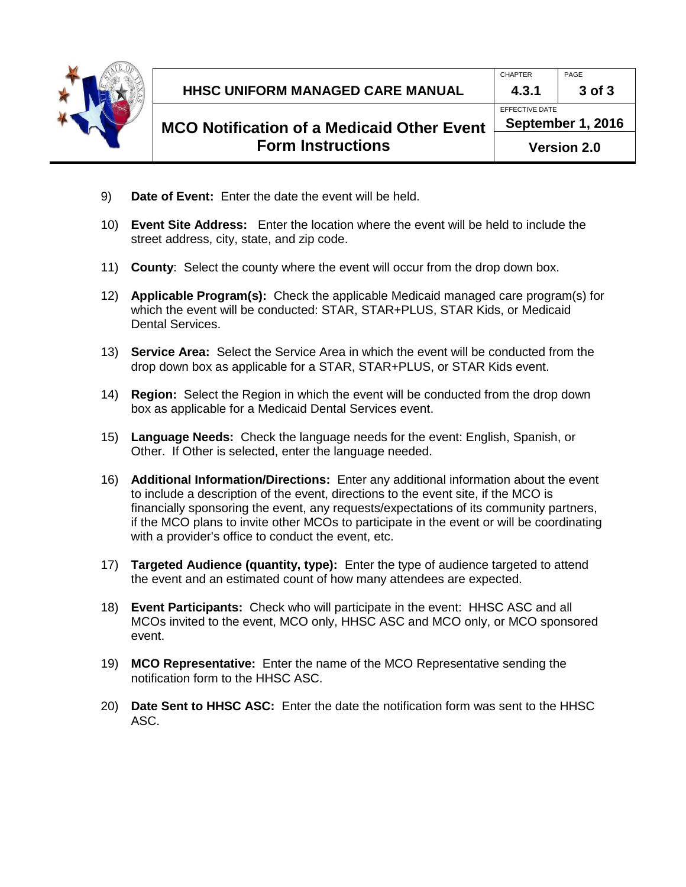9) **Date of Event:** Enter the date the event will be held.

10) **Event Site Address:** Enter the location where the event will be held to include the street address, city, state, and zip code.

11) **County**: Select the county where the event will occur from the drop down box.

12) **Applicable Program(s):** Check the applicable Medicaid managed care program(s) for which the event will be conducted: STAR, STAR+PLUS, STAR Kids, or Medicaid Dental Services.

13) **Service Area:** Select the Service Area in which the event will be conducted from the drop down box as applicable for a STAR, STAR+PLUS, or STAR Kids event.

14) **Region:** Select the Region in which the event will be conducted from the drop down box as applicable for a Medicaid Dental Services event.

15) **Language Needs:** Check the language needs for the event: English, Spanish, or Other. If Other is selected, enter the language needed.

16) **Additional Information/Directions:** Enter any additional information about the event to include a description of the event, directions to the event site, if the MCO is financially sponsoring the event, any requests/expectations of its community partners, if the MCO plans to invite other MCOs to participate in the event or will be coordinating with a provider's office to conduct the event, etc.

17) **Targeted Audience (quantity, type):** Enter the type of audience targeted to attend the event and an estimated count of how many attendees are expected.

18) **Event Participants:** Check who will participate in the event: HHSC ASC and all MCOs invited to the event, MCO only, HHSC ASC and MCO only, or MCO sponsored event.

19) **MCO Representative:** Enter the name of the MCO Representative sending the notification form to the HHSC ASC.

20) **Date Sent to HHSC ASC:** Enter the date the notification form was sent to the HHSC ASC.